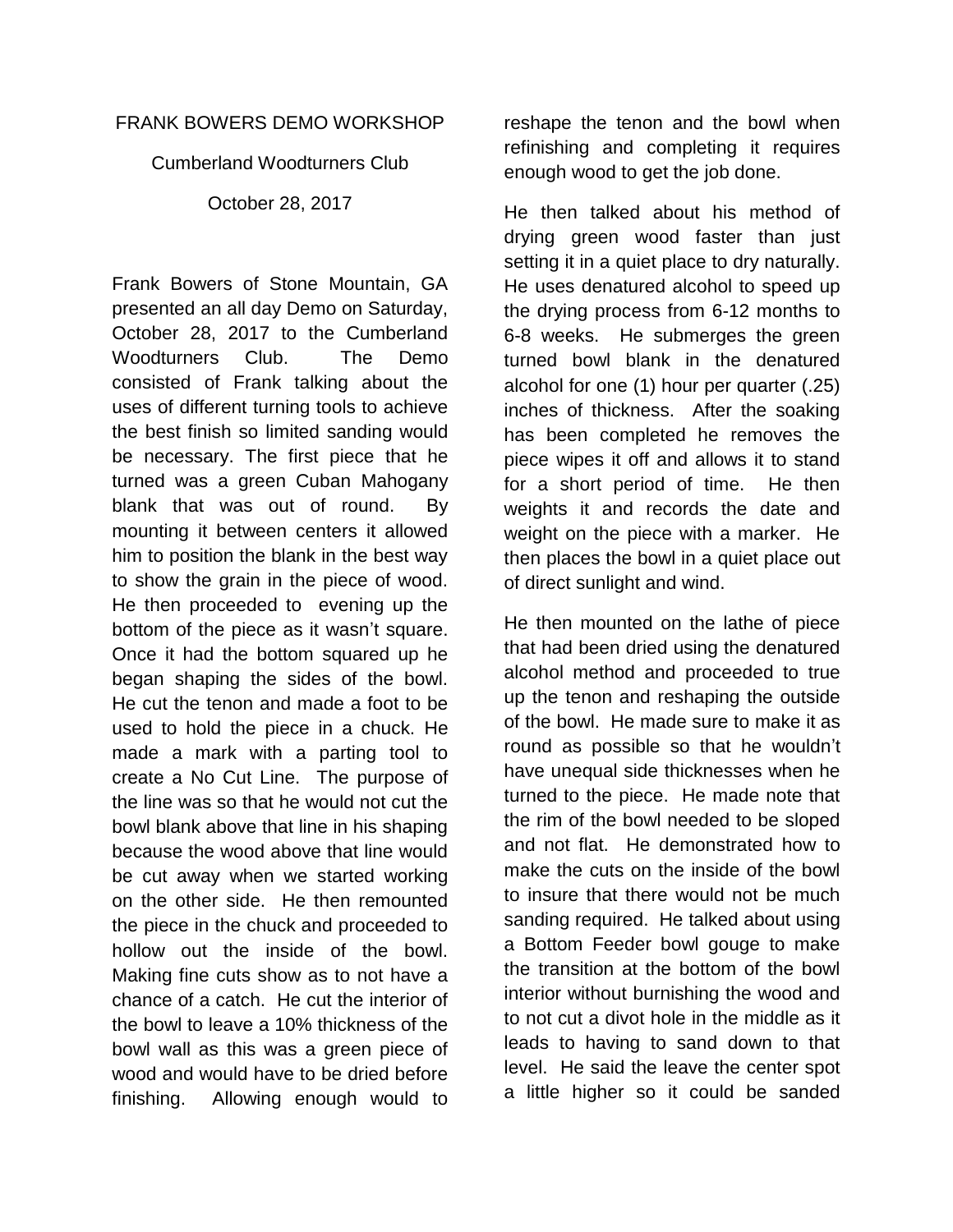FRANK BOWERS DEMO WORKSHOP

Cumberland Woodturners Club

October 28, 2017

Frank Bowers of Stone Mountain, GA presented an all day Demo on Saturday, October 28, 2017 to the Cumberland Woodturners Club. The Demo consisted of Frank talking about the uses of different turning tools to achieve the best finish so limited sanding would be necessary. The first piece that he turned was a green Cuban Mahogany blank that was out of round. By mounting it between centers it allowed him to position the blank in the best way to show the grain in the piece of wood. He then proceeded to evening up the bottom of the piece as it wasn't square. Once it had the bottom squared up he began shaping the sides of the bowl. He cut the tenon and made a foot to be used to hold the piece in a chuck. He made a mark with a parting tool to create a No Cut Line. The purpose of the line was so that he would not cut the bowl blank above that line in his shaping because the wood above that line would be cut away when we started working on the other side. He then remounted the piece in the chuck and proceeded to hollow out the inside of the bowl. Making fine cuts show as to not have a chance of a catch. He cut the interior of the bowl to leave a 10% thickness of the bowl wall as this was a green piece of wood and would have to be dried before finishing. Allowing enough would to reshape the tenon and the bowl when refinishing and completing it requires enough wood to get the job done.

He then talked about his method of drying green wood faster than just setting it in a quiet place to dry naturally. He uses denatured alcohol to speed up the drying process from 6-12 months to 6-8 weeks. He submerges the green turned bowl blank in the denatured alcohol for one (1) hour per quarter (.25) inches of thickness. After the soaking has been completed he removes the piece wipes it off and allows it to stand for a short period of time. He then weights it and records the date and weight on the piece with a marker. He then places the bowl in a quiet place out of direct sunlight and wind.

He then mounted on the lathe of piece that had been dried using the denatured alcohol method and proceeded to true up the tenon and reshaping the outside of the bowl. He made sure to make it as round as possible so that he wouldn't have unequal side thicknesses when he turned to the piece. He made note that the rim of the bowl needed to be sloped and not flat. He demonstrated how to make the cuts on the inside of the bowl to insure that there would not be much sanding required. He talked about using a Bottom Feeder bowl gouge to make the transition at the bottom of the bowl interior without burnishing the wood and to not cut a divot hole in the middle as it leads to having to sand down to that level. He said the leave the center spot a little higher so it could be sanded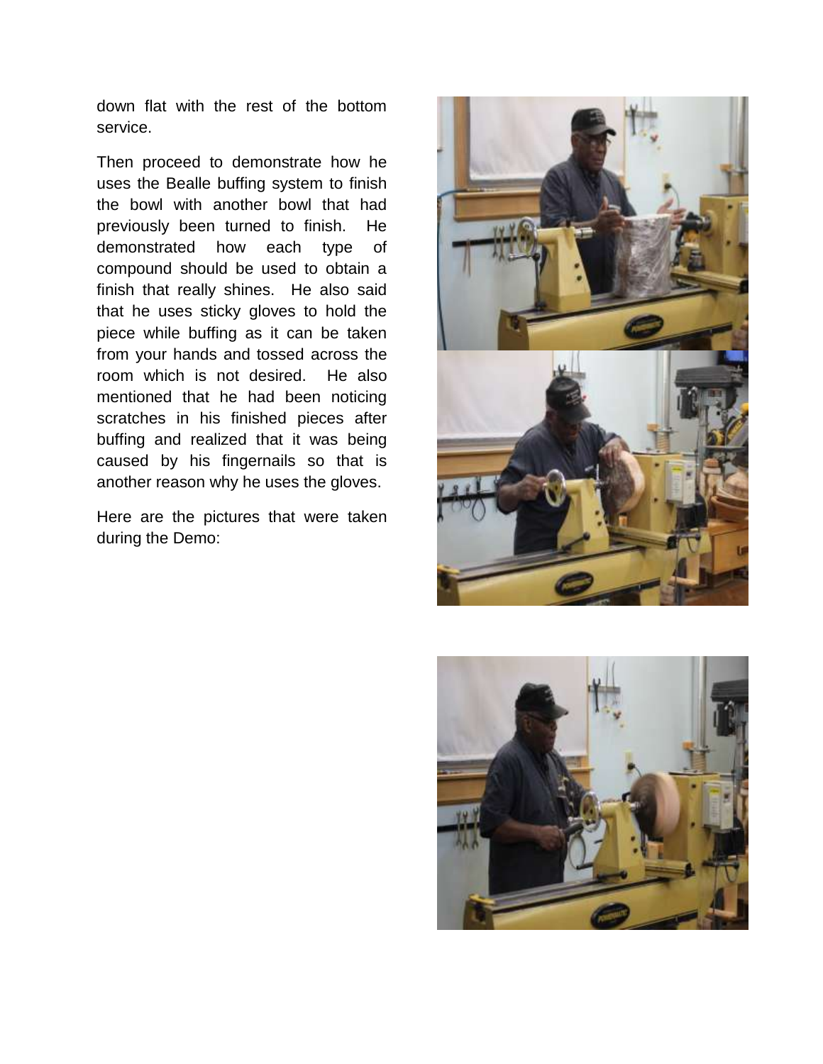down flat with the rest of the bottom service.

Then proceed to demonstrate how he uses the Bealle buffing system to finish the bowl with another bowl that had previously been turned to finish. He demonstrated how each type of compound should be used to obtain a finish that really shines. He also said that he uses sticky gloves to hold the piece while buffing as it can be taken from your hands and tossed across the room which is not desired. He also mentioned that he had been noticing scratches in his finished pieces after buffing and realized that it was being caused by his fingernails so that is another reason why he uses the gloves.

Here are the pictures that were taken during the Demo: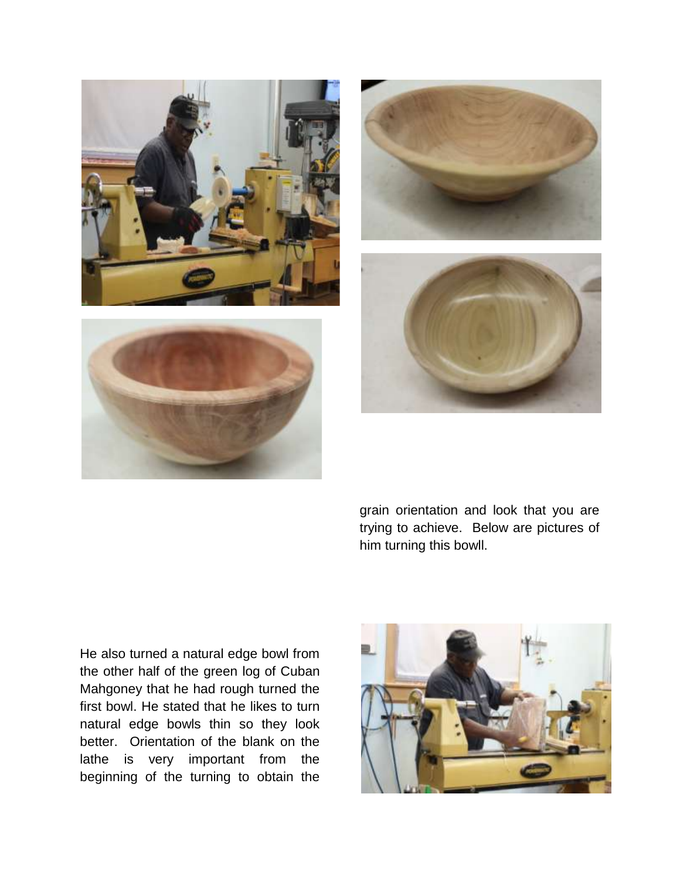He also turned a natural edge bowl from the other half of the green log of Cuban Mahgoney that he had rough turned the first bowl. He stated that he likes to turn natural edge bowls thin so they look better. Orientation of the blank on the lathe is very important from the beginning of the turning to obtain the grain orientation and look that you are trying to achieve. Below are pictures of him turning this bowll.